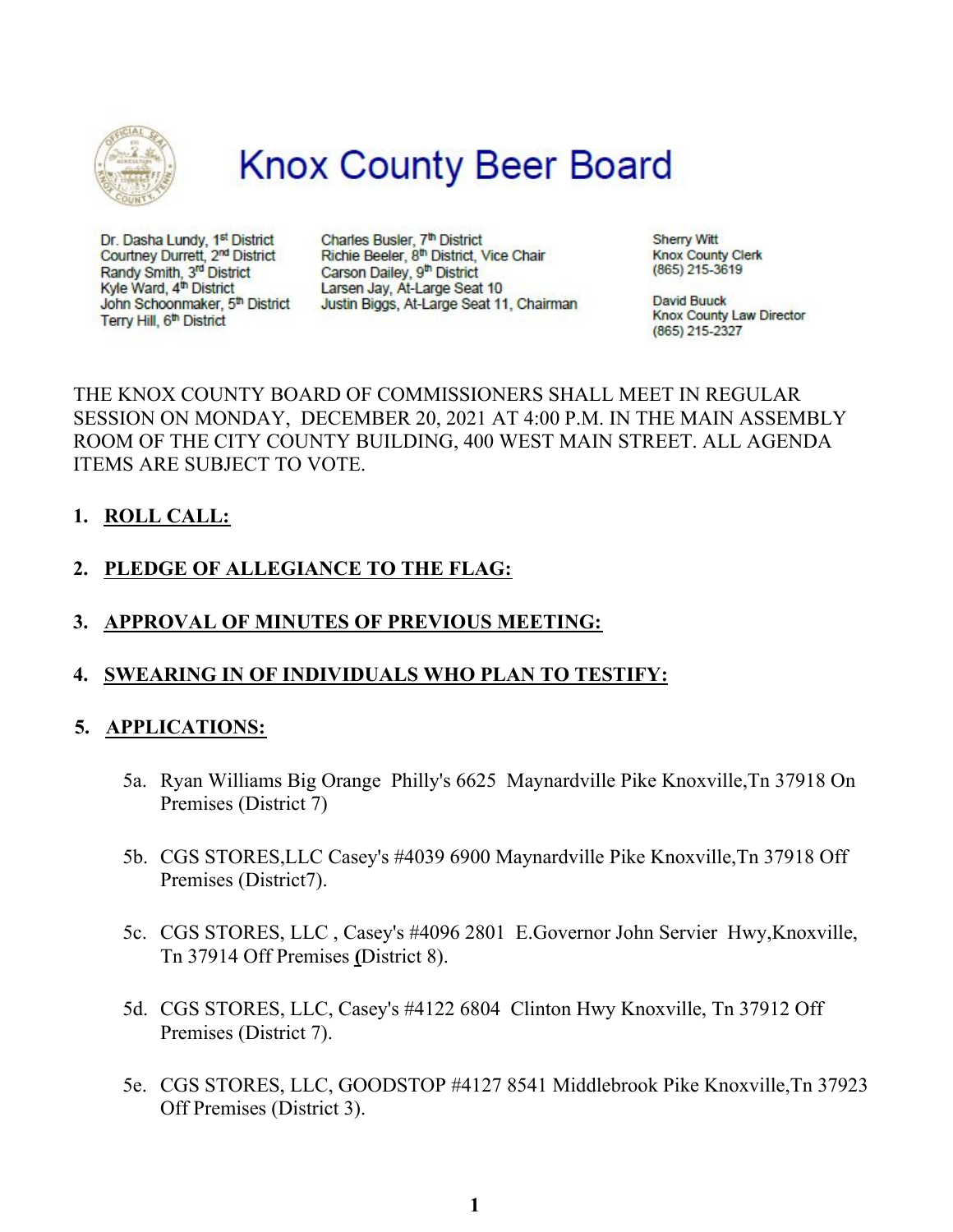# Knox County Beer Board

Dr. Dasha Lundy, 1st District
Courtney Durrett, 2nd District
Randy Smith, 3rd District
Kyle Ward, 4th District
John Schoonmaker, 5th District
Terry Hill, 6th District

Charles Busler, 7th District
Richie Beeler, 8th District, Vice Chair
Carson Dailey, 9th District
Larsen Jay, At-Large Seat 10
Justin Biggs, At-Large Seat 11, Chairman

Sherry Witt
Knox County Clerk
(865) 215-3619

David Buuck
Knox County Law Director
(865) 215-2327

THE KNOX COUNTY BOARD OF COMMISSIONERS SHALL MEET IN REGULAR SESSION ON MONDAY, DECEMBER 20, 2021 AT 4:00 P.M. IN THE MAIN ASSEMBLY ROOM OF THE CITY COUNTY BUILDING, 400 WEST MAIN STREET. ALL AGENDA ITEMS ARE SUBJECT TO VOTE.

1. **ROLL CALL:**

2. **PLEDGE OF ALLEGIANCE TO THE FLAG:**

3. **APPROVAL OF MINUTES OF PREVIOUS MEETING:**

4. **SWEARING IN OF INDIVIDUALS WHO PLAN TO TESTIFY:**

5. **APPLICATIONS:**

   5a. Ryan Williams Big Orange Philly's 6625 Maynardville Pike Knoxville,Tn 37918 On Premises (District 7)

   5b. CGS STORES,LLC Casey's #4039 6900 Maynardville Pike Knoxville,Tn 37918 Off Premises (District7).

   5c. CGS STORES, LLC , Casey's #4096 2801 E.Governor John Servier Hwy,Knoxville, Tn 37914 Off Premises (District 8).

   5d. CGS STORES, LLC, Casey's #4122 6804 Clinton Hwy Knoxville, Tn 37912 Off Premises (District 7).

   5e. CGS STORES, LLC, GOODSTOP #4127 8541 Middlebrook Pike Knoxville,Tn 37923 Off Premises (District 3).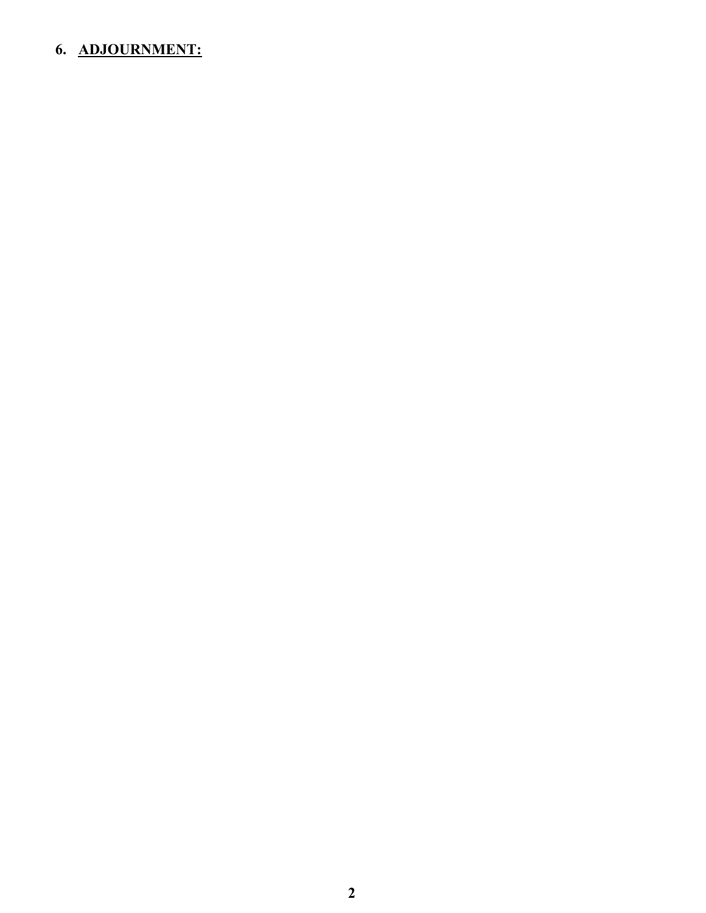**6. ADJOURNMENT:**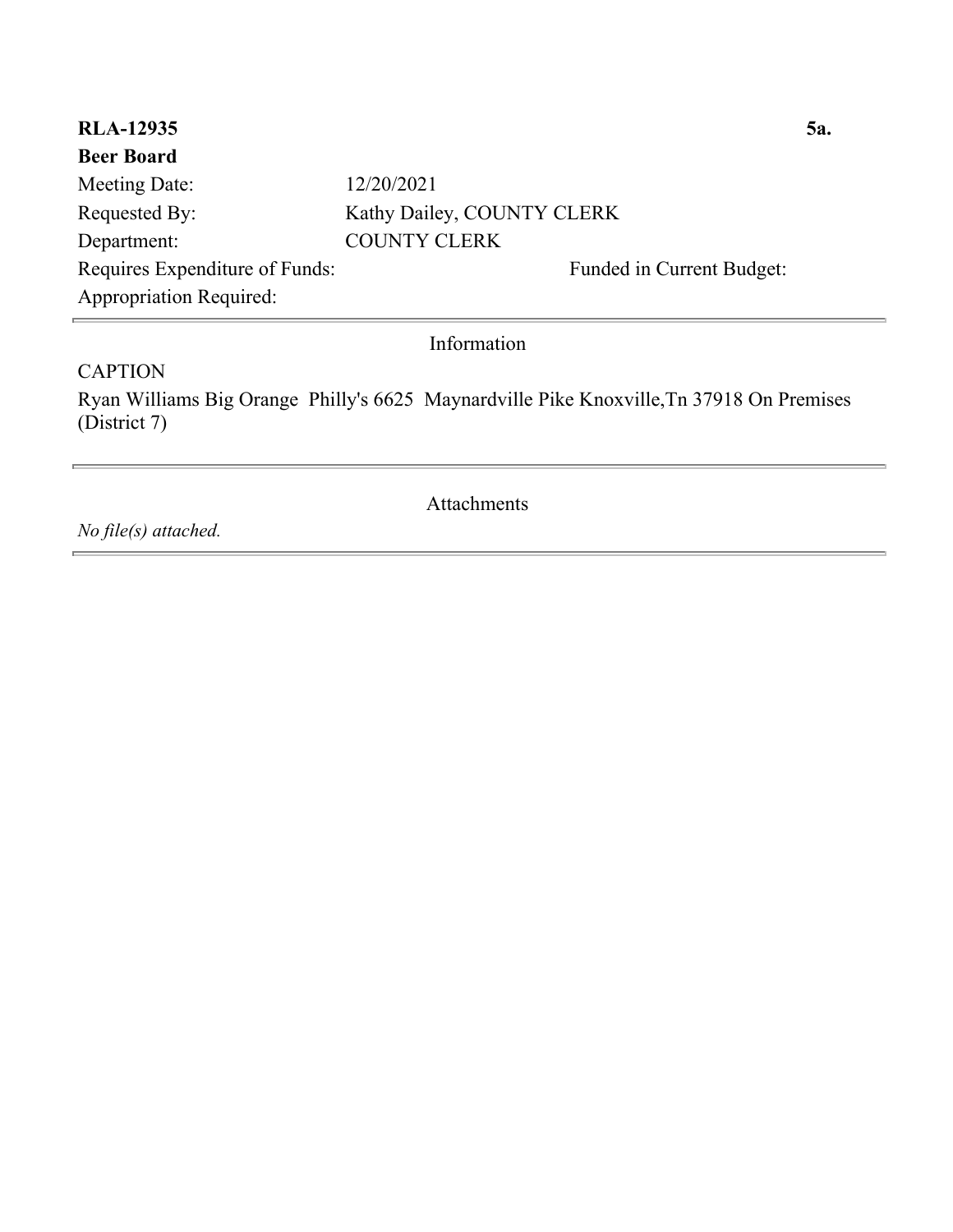**RLA-12935** **5a.**

**Beer Board**

Meeting Date: 12/20/2021

Requested By: Kathy Dailey, COUNTY CLERK

Department: COUNTY CLERK

Requires Expenditure of Funds: Funded in Current Budget:

Appropriation Required:

---

Information

CAPTION

Ryan Williams Big Orange Philly's 6625 Maynardville Pike Knoxville,Tn 37918 On Premises (District 7)

---

Attachments

*No file(s) attached.*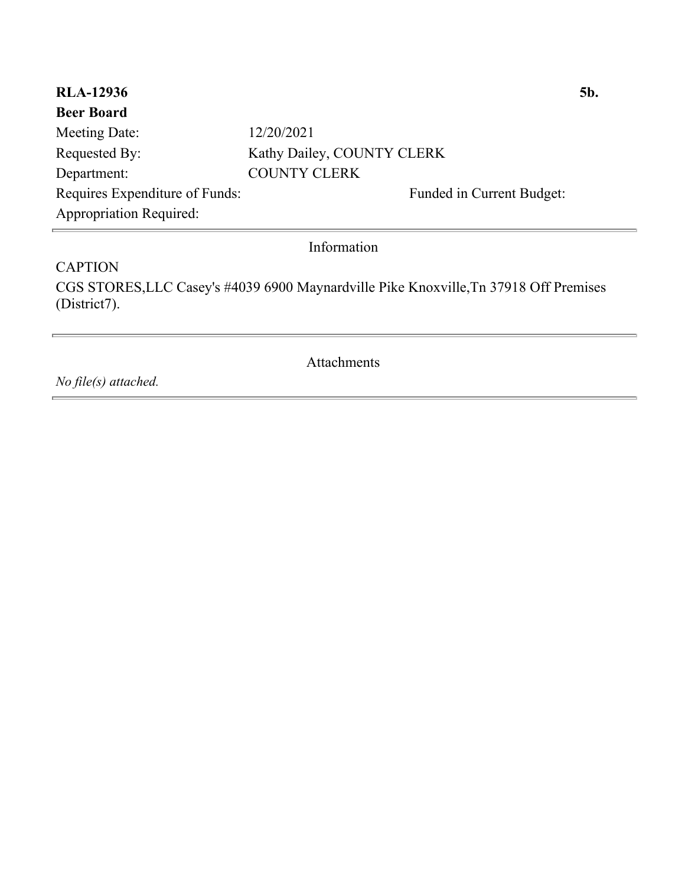**RLA-12936** **5b.**

**Beer Board**

| | | |
|---|---|---|
| Meeting Date: | 12/20/2021 | |
| Requested By: | Kathy Dailey, COUNTY CLERK | |
| Department: | COUNTY CLERK | |
| Requires Expenditure of Funds: | | Funded in Current Budget: |
| Appropriation Required: | | |

---

Information

CAPTION

CGS STORES,LLC Casey's #4039 6900 Maynardville Pike Knoxville,Tn 37918 Off Premises (District7).

---

Attachments

*No file(s) attached.*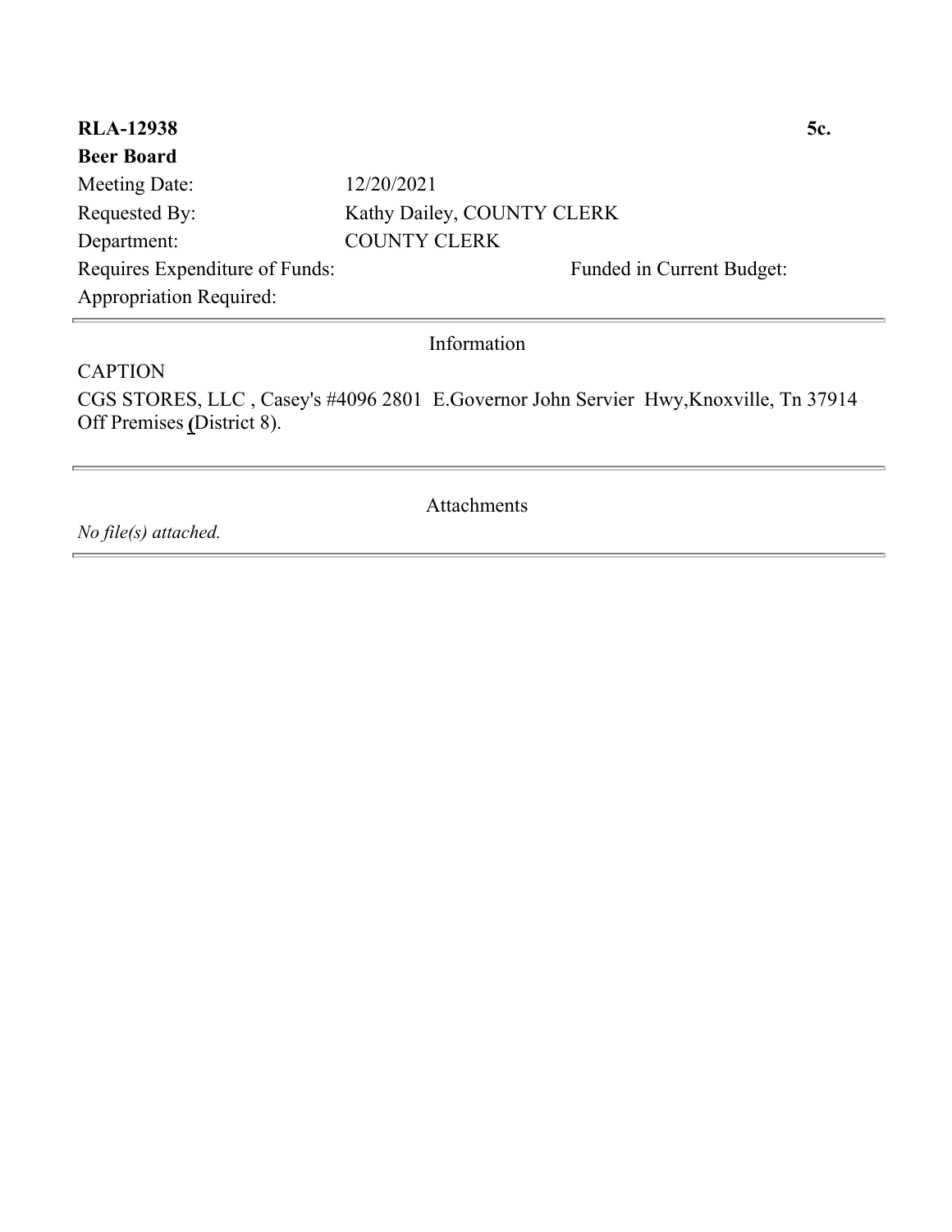**RLA-12938** **5c.**

**Beer Board**

| | | |
|---|---|---|
| Meeting Date: | 12/20/2021 | |
| Requested By: | Kathy Dailey, COUNTY CLERK | |
| Department: | COUNTY CLERK | |
| Requires Expenditure of Funds: | | Funded in Current Budget: |
| Appropriation Required: | | |

---

Information

CAPTION

CGS STORES, LLC , Casey's #4096 2801 E.Governor John Servier Hwy,Knoxville, Tn 37914 Off Premises (District 8).

---

Attachments

*No file(s) attached.*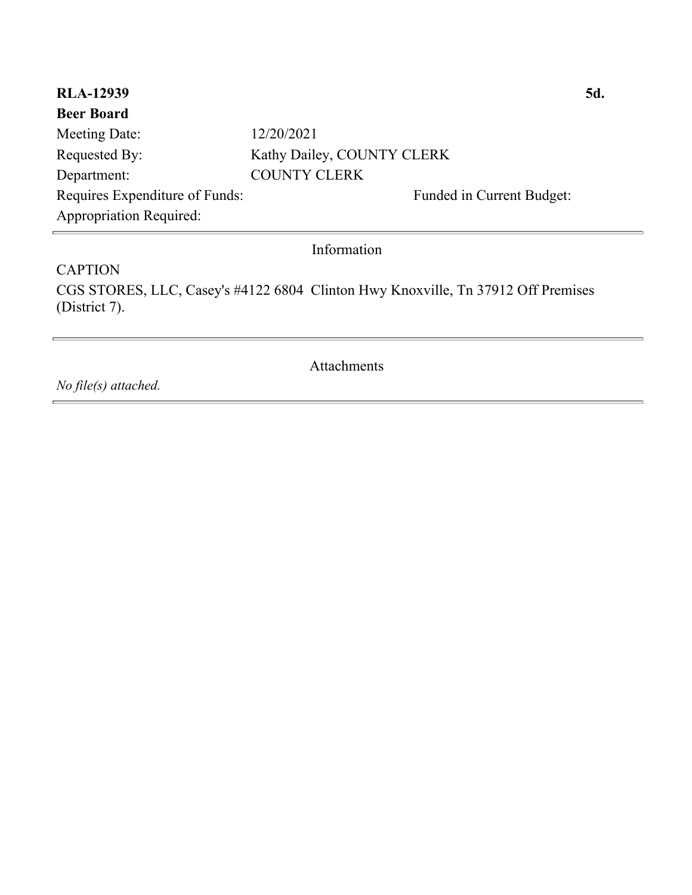**RLA-12939** **5d.**

**Beer Board**

| | | |
|---|---|---|
| Meeting Date: | 12/20/2021 | |
| Requested By: | Kathy Dailey, COUNTY CLERK | |
| Department: | COUNTY CLERK | |
| Requires Expenditure of Funds: | | Funded in Current Budget: |
| Appropriation Required: | | |

---

Information

CAPTION

CGS STORES, LLC, Casey's #4122 6804 Clinton Hwy Knoxville, Tn 37912 Off Premises (District 7).

---

Attachments

*No file(s) attached.*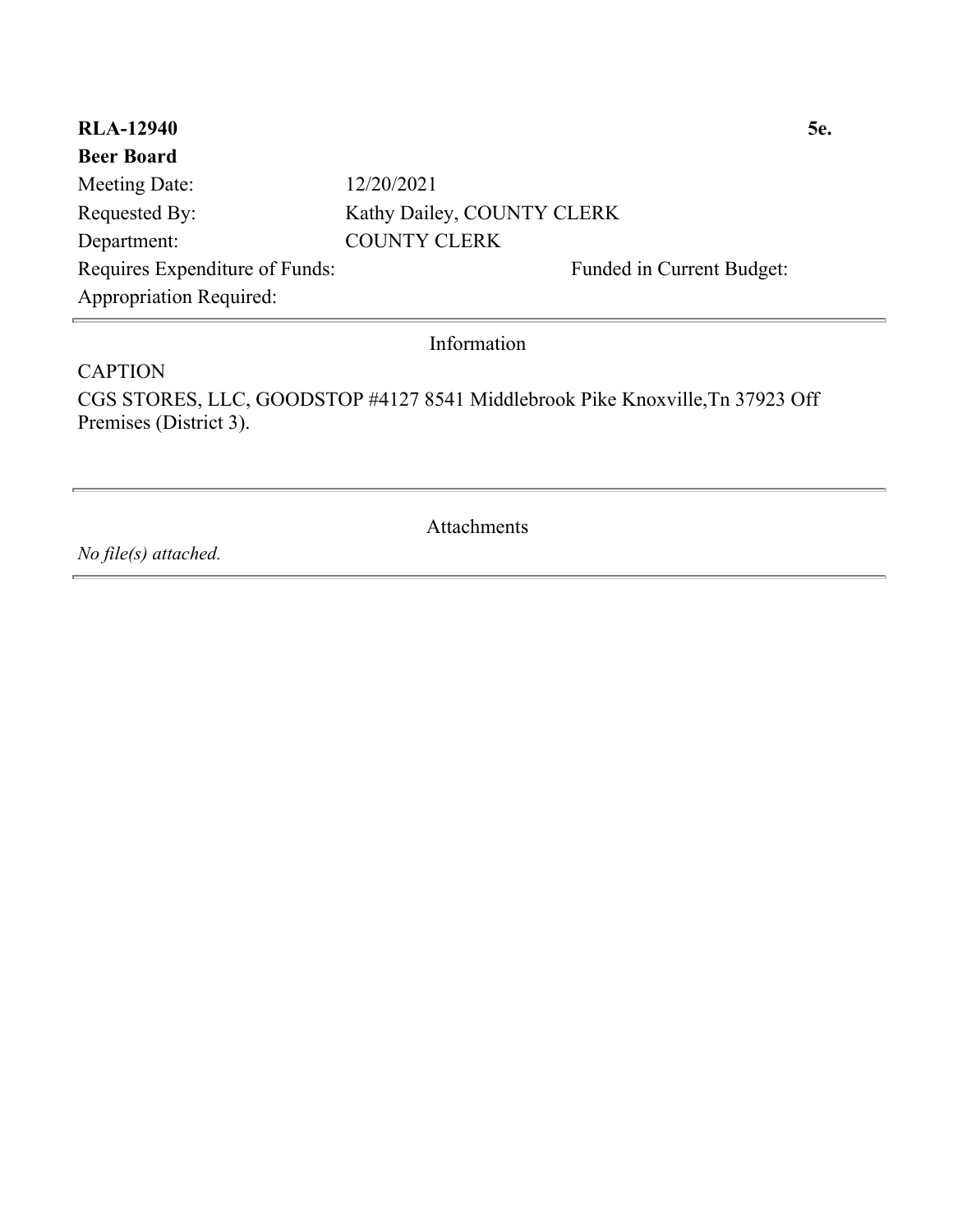**RLA-12940** **5e.**

**Beer Board**

Meeting Date: 12/20/2021

Requested By: Kathy Dailey, COUNTY CLERK

Department: COUNTY CLERK

Requires Expenditure of Funds: Funded in Current Budget:

Appropriation Required:

---

Information

CAPTION

CGS STORES, LLC, GOODSTOP #4127 8541 Middlebrook Pike Knoxville,Tn 37923 Off Premises (District 3).

---

Attachments

*No file(s) attached.*

---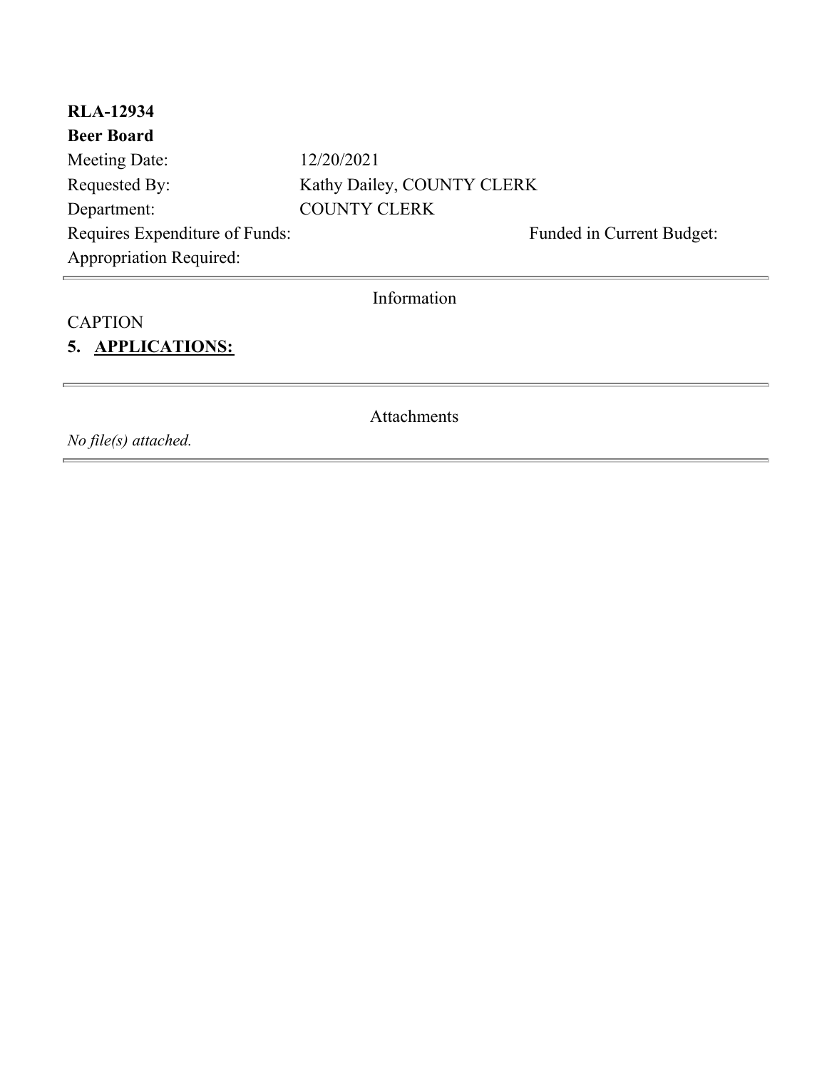**RLA-12934**

**Beer Board**

| | | |
|---|---|---|
| Meeting Date: | 12/20/2021 | |
| Requested By: | Kathy Dailey, COUNTY CLERK | |
| Department: | COUNTY CLERK | |
| Requires Expenditure of Funds: | | Funded in Current Budget: |
| Appropriation Required: | | |

---

Information

CAPTION

**5. <u>APPLICATIONS:</u>**

---

Attachments

*No file(s) attached.*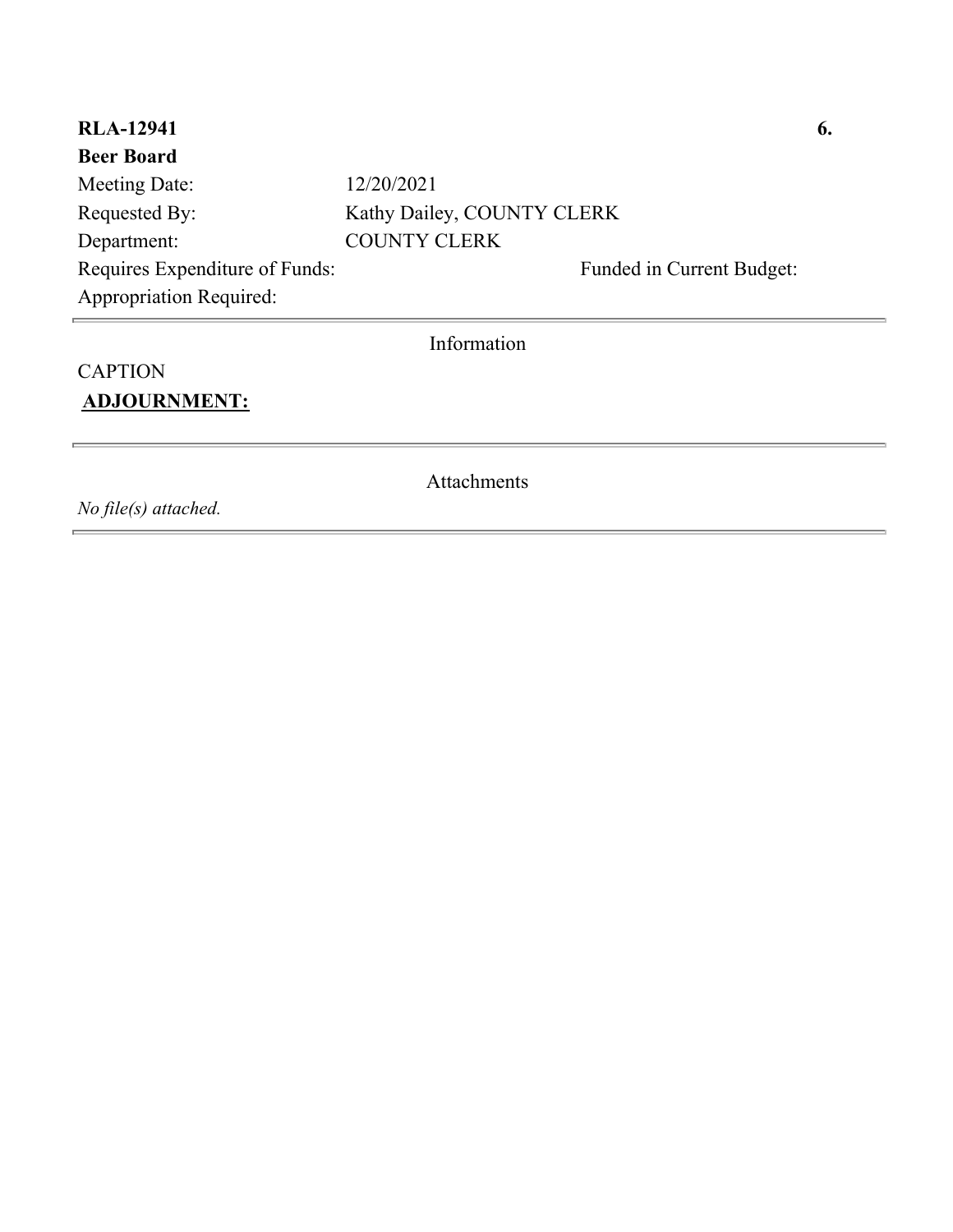**RLA-12941** **6.**

**Beer Board**

| | |
|---|---|
| Meeting Date: | 12/20/2021 |
| Requested By: | Kathy Dailey, COUNTY CLERK |
| Department: | COUNTY CLERK |
| Requires Expenditure of Funds: | Funded in Current Budget: |
| Appropriation Required: | |

Information

CAPTION

**ADJOURNMENT:**

Attachments

*No file(s) attached.*